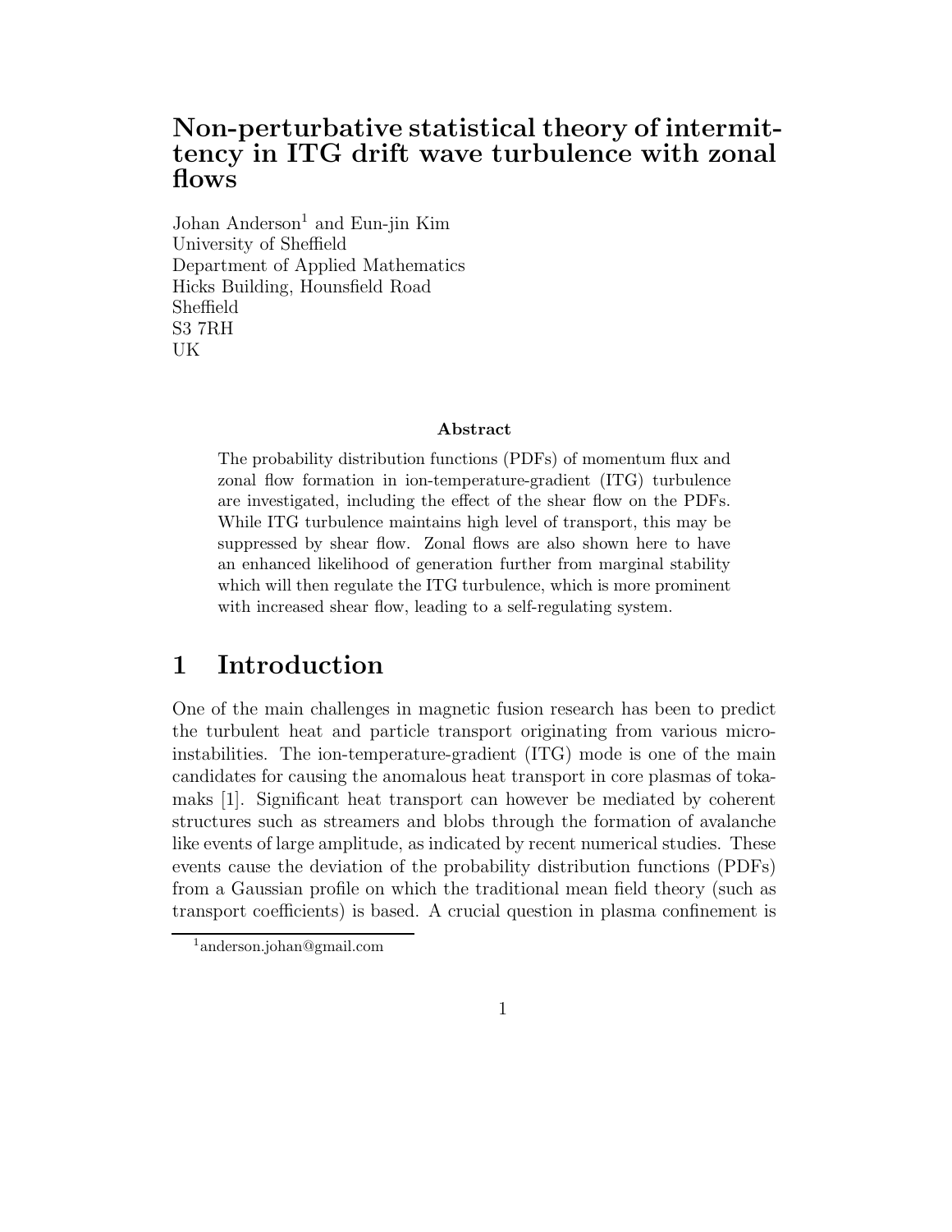# Non-perturbative statistical theory of intermittency in ITG drift wave turbulence with zonal flows

Johan Anderson[1] and Eun-jin Kim
University of Sheffield
Department of Applied Mathematics
Hicks Building, Hounsfield Road
Sheffield
S3 7RH
UK

**Abstract**

The probability distribution functions (PDFs) of momentum flux and zonal flow formation in ion-temperature-gradient (ITG) turbulence are investigated, including the effect of the shear flow on the PDFs. While ITG turbulence maintains high level of transport, this may be suppressed by shear flow. Zonal flows are also shown here to have an enhanced likelihood of generation further from marginal stability which will then regulate the ITG turbulence, which is more prominent with increased shear flow, leading to a self-regulating system.

## 1 Introduction

One of the main challenges in magnetic fusion research has been to predict the turbulent heat and particle transport originating from various micro-instabilities. The ion-temperature-gradient (ITG) mode is one of the main candidates for causing the anomalous heat transport in core plasmas of tokamaks [1]. Significant heat transport can however be mediated by coherent structures such as streamers and blobs through the formation of avalanche like events of large amplitude, as indicated by recent numerical studies. These events cause the deviation of the probability distribution functions (PDFs) from a Gaussian profile on which the traditional mean field theory (such as transport coefficients) is based. A crucial question in plasma confinement is

[1]anderson.johan@gmail.com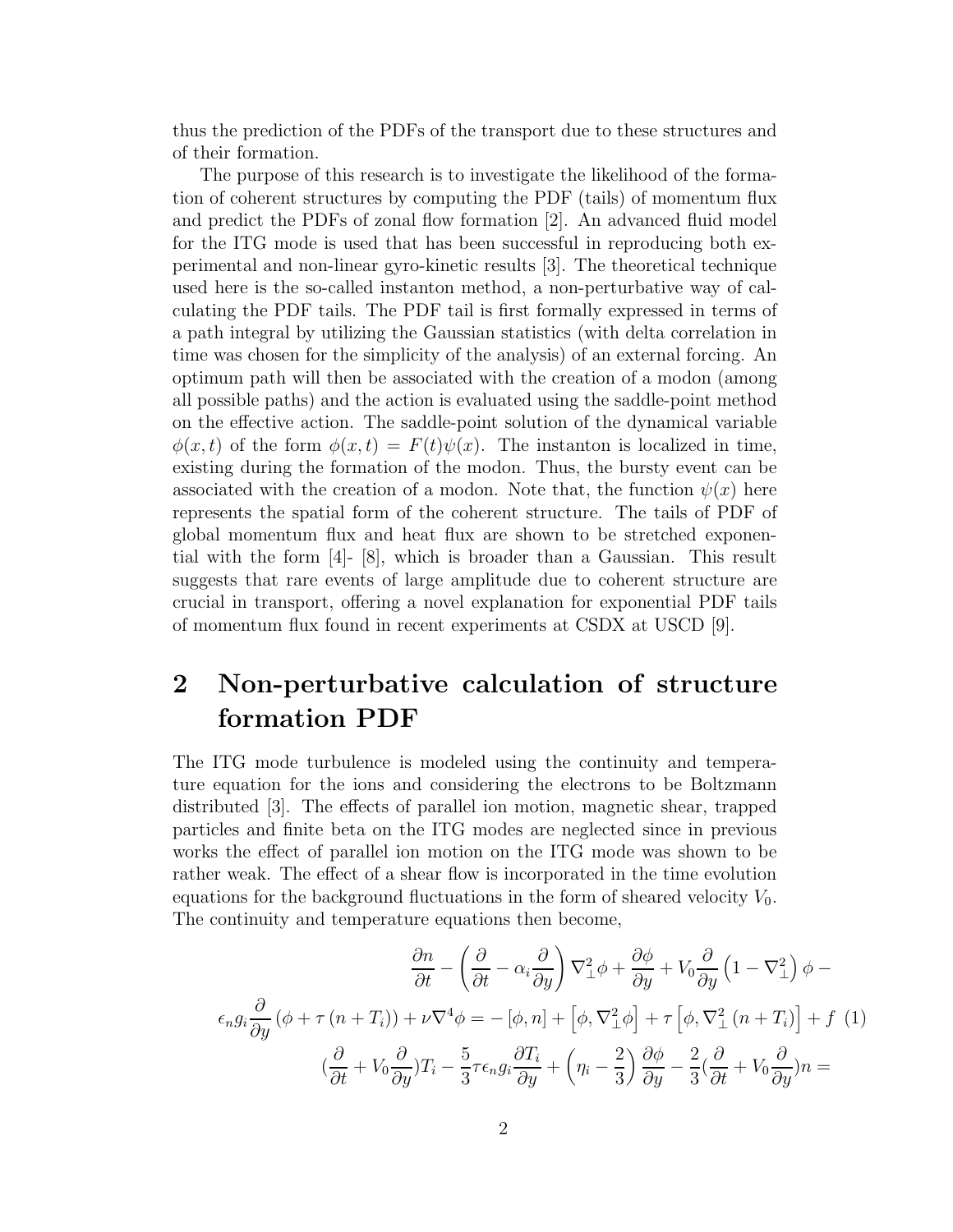thus the prediction of the PDFs of the transport due to these structures and of their formation.

The purpose of this research is to investigate the likelihood of the formation of coherent structures by computing the PDF (tails) of momentum flux and predict the PDFs of zonal flow formation [2]. An advanced fluid model for the ITG mode is used that has been successful in reproducing both experimental and non-linear gyro-kinetic results [3]. The theoretical technique used here is the so-called instanton method, a non-perturbative way of calculating the PDF tails. The PDF tail is first formally expressed in terms of a path integral by utilizing the Gaussian statistics (with delta correlation in time was chosen for the simplicity of the analysis) of an external forcing. An optimum path will then be associated with the creation of a modon (among all possible paths) and the action is evaluated using the saddle-point method on the effective action. The saddle-point solution of the dynamical variable $\phi(x,t)$ of the form $\phi(x,t) = F(t)\psi(x)$. The instanton is localized in time, existing during the formation of the modon. Thus, the bursty event can be associated with the creation of a modon. Note that, the function $\psi(x)$ here represents the spatial form of the coherent structure. The tails of PDF of global momentum flux and heat flux are shown to be stretched exponential with the form [4]- [8], which is broader than a Gaussian. This result suggests that rare events of large amplitude due to coherent structure are crucial in transport, offering a novel explanation for exponential PDF tails of momentum flux found in recent experiments at CSDX at USCD [9].

# 2 Non-perturbative calculation of structure formation PDF

The ITG mode turbulence is modeled using the continuity and temperature equation for the ions and considering the electrons to be Boltzmann distributed [3]. The effects of parallel ion motion, magnetic shear, trapped particles and finite beta on the ITG modes are neglected since in previous works the effect of parallel ion motion on the ITG mode was shown to be rather weak. The effect of a shear flow is incorporated in the time evolution equations for the background fluctuations in the form of sheared velocity $V_0$. The continuity and temperature equations then become,

$$
\frac{\partial n}{\partial t} - \left(\frac{\partial}{\partial t} - \alpha_i \frac{\partial}{\partial y}\right)\nabla_\perp^2 \phi + \frac{\partial \phi}{\partial y} + V_0 \frac{\partial}{\partial y}\left(1 - \nabla_\perp^2\right)\phi -
$$

$$
\epsilon_n g_i \frac{\partial}{\partial y}\left(\phi + \tau\left(n + T_i\right)\right) + \nu \nabla^4 \phi = -\left[\phi, n\right] + \left[\phi, \nabla_\perp^2 \phi\right] + \tau\left[\phi, \nabla_\perp^2\left(n + T_i\right)\right] + f \quad (1)
$$

$$
\left(\frac{\partial}{\partial t} + V_0 \frac{\partial}{\partial y}\right)T_i - \frac{5}{3}\tau \epsilon_n g_i \frac{\partial T_i}{\partial y} + \left(\eta_i - \frac{2}{3}\right)\frac{\partial \phi}{\partial y} - \frac{2}{3}\left(\frac{\partial}{\partial t} + V_0 \frac{\partial}{\partial y}\right)n =
$$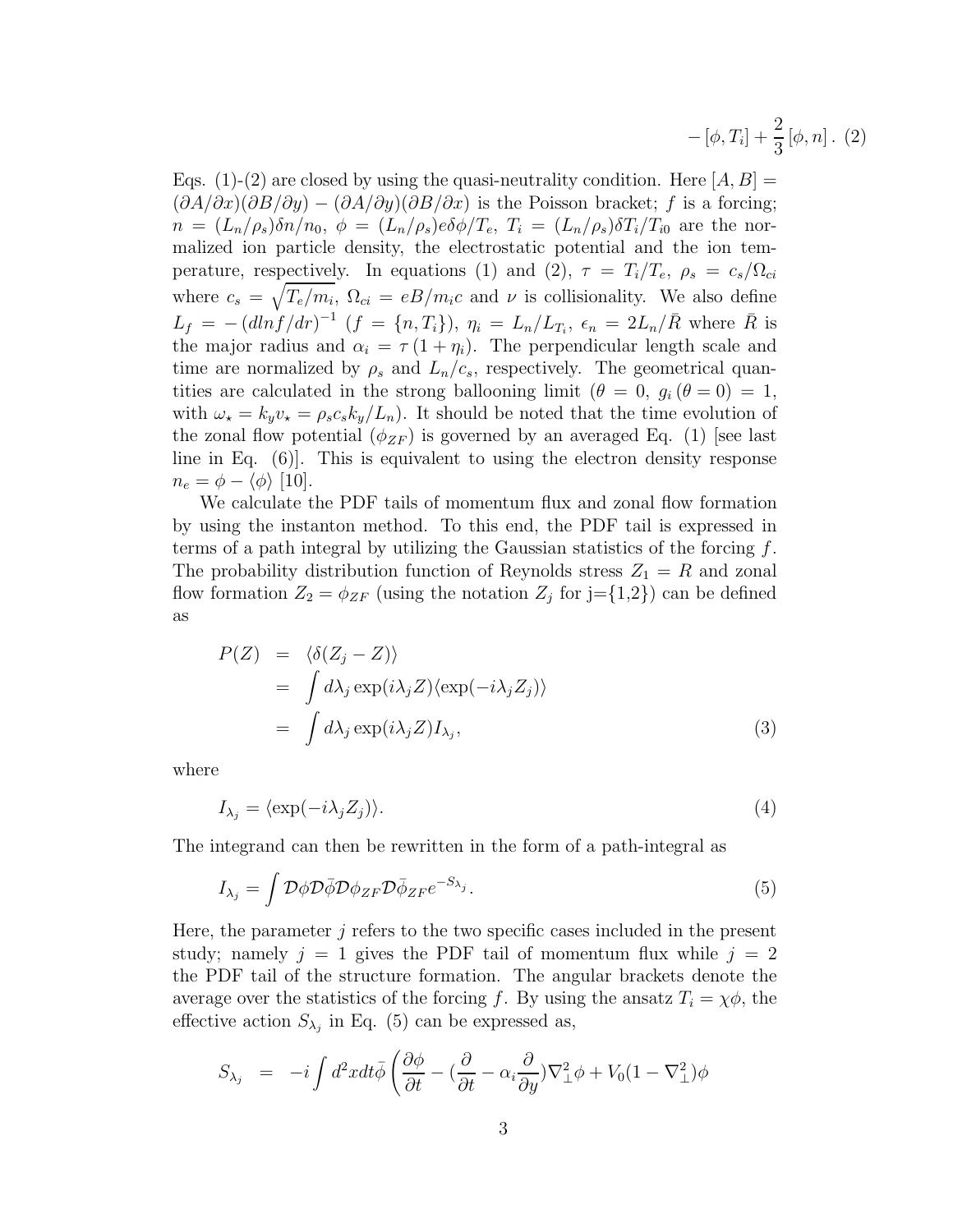$$
-[\phi, T_i] + \frac{2}{3}[\phi, n] . \quad (2)
$$

Eqs. (1)-(2) are closed by using the quasi-neutrality condition. Here $[A, B] = (\partial A/\partial x)(\partial B/\partial y) - (\partial A/\partial y)(\partial B/\partial x)$ is the Poisson bracket; $f$ is a forcing; $n = (L_n/\rho_s)\delta n/n_0$, $\phi = (L_n/\rho_s)e\delta\phi/T_e$, $T_i = (L_n/\rho_s)\delta T_i/T_{i0}$ are the normalized ion particle density, the electrostatic potential and the ion temperature, respectively. In equations (1) and (2), $\tau = T_i/T_e$, $\rho_s = c_s/\Omega_{ci}$ where $c_s = \sqrt{T_e/m_i}$, $\Omega_{ci} = eB/m_i c$ and $\nu$ is collisionality. We also define $L_f = -(dlnf/dr)^{-1}$ ($f = \{n, T_i\}$), $\eta_i = L_n/L_{T_i}$, $\epsilon_n = 2L_n/\bar{R}$ where $\bar{R}$ is the major radius and $\alpha_i = \tau(1+\eta_i)$. The perpendicular length scale and time are normalized by $\rho_s$ and $L_n/c_s$, respectively. The geometrical quantities are calculated in the strong ballooning limit ($\theta = 0$, $g_i(\theta = 0) = 1$, with $\omega_\star = k_y v_\star = \rho_s c_s k_y/L_n$). It should be noted that the time evolution of the zonal flow potential ($\phi_{ZF}$) is governed by an averaged Eq. (1) [see last line in Eq. (6)]. This is equivalent to using the electron density response $n_e = \phi - \langle\phi\rangle$ [10].

We calculate the PDF tails of momentum flux and zonal flow formation by using the instanton method. To this end, the PDF tail is expressed in terms of a path integral by utilizing the Gaussian statistics of the forcing $f$. The probability distribution function of Reynolds stress $Z_1 = R$ and zonal flow formation $Z_2 = \phi_{ZF}$ (using the notation $Z_j$ for j={1,2}) can be defined as

$$
\begin{aligned}
P(Z) &= \langle\delta(Z_j - Z)\rangle \\
&= \int d\lambda_j \exp(i\lambda_j Z)\langle\exp(-i\lambda_j Z_j)\rangle \\
&= \int d\lambda_j \exp(i\lambda_j Z) I_{\lambda_j}, \quad (3)
\end{aligned}
$$

where

$$
I_{\lambda_j} = \langle\exp(-i\lambda_j Z_j)\rangle. \quad (4)
$$

The integrand can then be rewritten in the form of a path-integral as

$$
I_{\lambda_j} = \int \mathcal{D}\phi\mathcal{D}\bar{\phi}\mathcal{D}\phi_{ZF}\mathcal{D}\bar{\phi}_{ZF} e^{-S_{\lambda_j}}. \quad (5)
$$

Here, the parameter $j$ refers to the two specific cases included in the present study; namely $j = 1$ gives the PDF tail of momentum flux while $j = 2$ the PDF tail of the structure formation. The angular brackets denote the average over the statistics of the forcing $f$. By using the ansatz $T_i = \chi\phi$, the effective action $S_{\lambda_j}$ in Eq. (5) can be expressed as,

$$
S_{\lambda_j} = -i\int d^2x dt\bar{\phi}\left(\frac{\partial\phi}{\partial t} - (\frac{\partial}{\partial t} - \alpha_i\frac{\partial}{\partial y})\nabla_\perp^2\phi + V_0(1-\nabla_\perp^2)\phi\right.
$$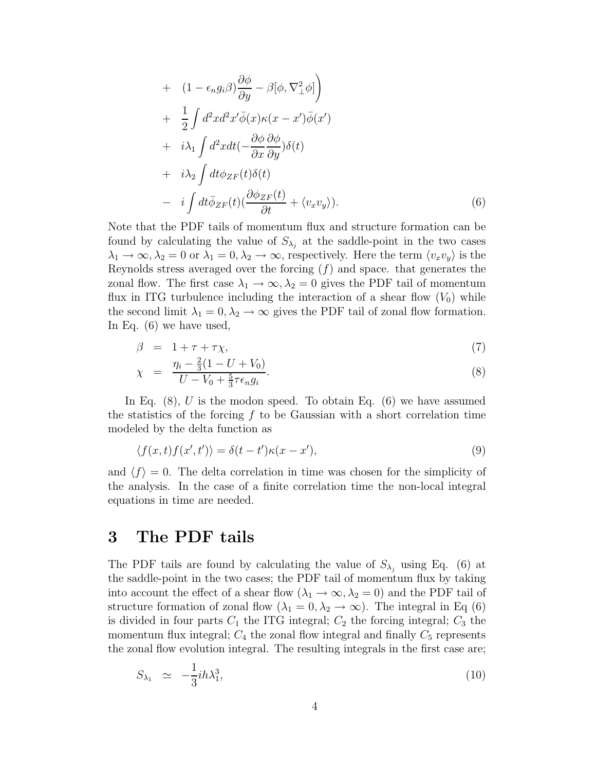$$
\begin{aligned}
&+ \quad (1 - \epsilon_n g_i \beta) \frac{\partial \phi}{\partial y} - \beta [\phi, \nabla_\perp^2 \phi] \Big) \\
&+ \quad \frac{1}{2} \int d^2x d^2x' \bar{\phi}(x) \kappa(x - x') \bar{\phi}(x') \\
&+ \quad i\lambda_1 \int d^2x dt (-\frac{\partial \phi}{\partial x} \frac{\partial \phi}{\partial y}) \delta(t) \\
&+ \quad i\lambda_2 \int dt \phi_{ZF}(t) \delta(t) \\
&- \quad i \int dt \bar{\phi}_{ZF}(t) (\frac{\partial \phi_{ZF}(t)}{\partial t} + \langle v_x v_y \rangle). \qquad (6)
\end{aligned}
$$

Note that the PDF tails of momentum flux and structure formation can be found by calculating the value of $S_{\lambda_j}$ at the saddle-point in the two cases $\lambda_1 \to \infty, \lambda_2 = 0$ or $\lambda_1 = 0, \lambda_2 \to \infty$, respectively. Here the term $\langle v_x v_y \rangle$ is the Reynolds stress averaged over the forcing ($f$) and space. that generates the zonal flow. The first case $\lambda_1 \to \infty, \lambda_2 = 0$ gives the PDF tail of momentum flux in ITG turbulence including the interaction of a shear flow ($V_0$) while the second limit $\lambda_1 = 0, \lambda_2 \to \infty$ gives the PDF tail of zonal flow formation. In Eq. (6) we have used,

$$
\beta = 1 + \tau + \tau \chi, \qquad (7)
$$

$$
\chi = \frac{\eta_i - \frac{2}{3}(1 - U + V_0)}{U - V_0 + \frac{5}{3}\tau \epsilon_n g_i}. \qquad (8)
$$

In Eq. (8), $U$ is the modon speed. To obtain Eq. (6) we have assumed the statistics of the forcing $f$ to be Gaussian with a short correlation time modeled by the delta function as

$$
\langle f(x,t) f(x',t') \rangle = \delta(t - t') \kappa(x - x'), \qquad (9)
$$

and $\langle f \rangle = 0$. The delta correlation in time was chosen for the simplicity of the analysis. In the case of a finite correlation time the non-local integral equations in time are needed.

# 3 The PDF tails

The PDF tails are found by calculating the value of $S_{\lambda_j}$ using Eq. (6) at the saddle-point in the two cases; the PDF tail of momentum flux by taking into account the effect of a shear flow ($\lambda_1 \to \infty, \lambda_2 = 0$) and the PDF tail of structure formation of zonal flow ($\lambda_1 = 0, \lambda_2 \to \infty$). The integral in Eq (6) is divided in four parts $C_1$ the ITG integral; $C_2$ the forcing integral; $C_3$ the momentum flux integral; $C_4$ the zonal flow integral and finally $C_5$ represents the zonal flow evolution integral. The resulting integrals in the first case are;

$$
S_{\lambda_1} \simeq -\frac{1}{3} i h \lambda_1^3, \qquad (10)
$$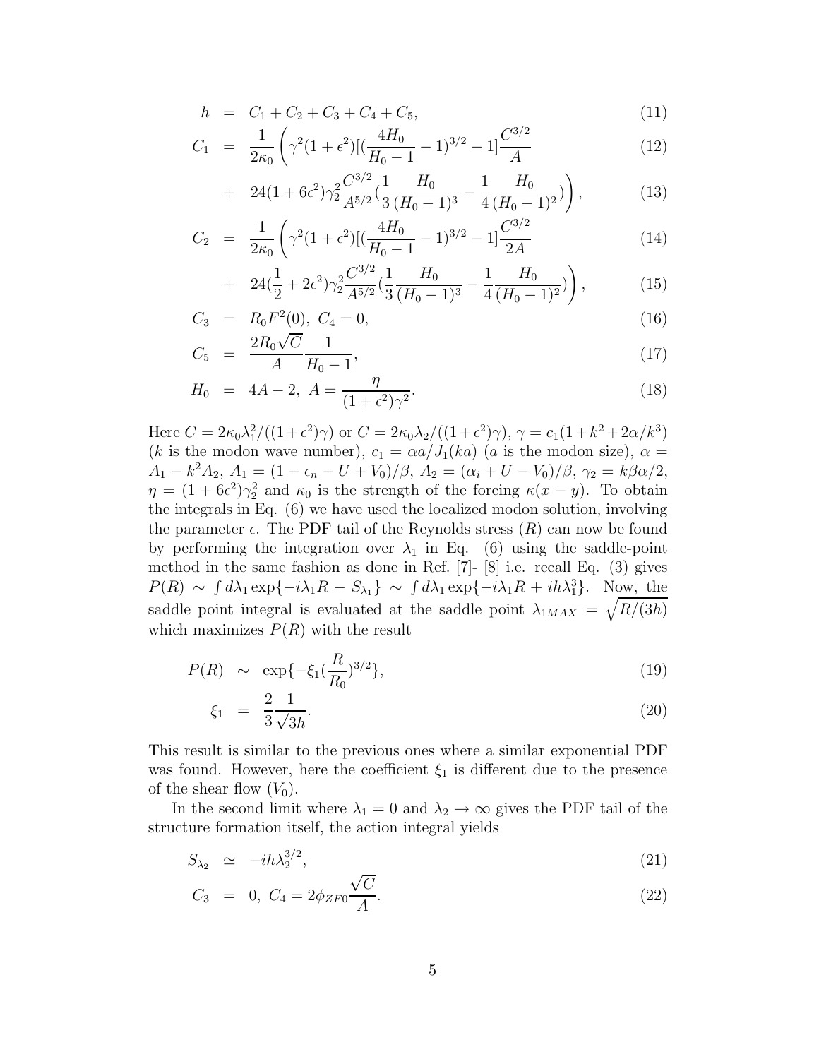$$
\begin{aligned}
h &= C_1 + C_2 + C_3 + C_4 + C_5, && (11)\\
C_1 &= \frac{1}{2\kappa_0}\left(\gamma^2(1+\epsilon^2)[(\frac{4H_0}{H_0-1}-1)^{3/2}-1]\frac{C^{3/2}}{A}\right. && (12)\\
&+ \left. 24(1+6\epsilon^2)\gamma_2^2\frac{C^{3/2}}{A^{5/2}}(\frac{1}{3}\frac{H_0}{(H_0-1)^3}-\frac{1}{4}\frac{H_0}{(H_0-1)^2})\right), && (13)\\
C_2 &= \frac{1}{2\kappa_0}\left(\gamma^2(1+\epsilon^2)[(\frac{4H_0}{H_0-1}-1)^{3/2}-1]\frac{C^{3/2}}{2A}\right. && (14)\\
&+ \left. 24(\frac{1}{2}+2\epsilon^2)\gamma_2^2\frac{C^{3/2}}{A^{5/2}}(\frac{1}{3}\frac{H_0}{(H_0-1)^3}-\frac{1}{4}\frac{H_0}{(H_0-1)^2})\right), && (15)\\
C_3 &= R_0F^2(0),\ C_4 = 0, && (16)\\
C_5 &= \frac{2R_0\sqrt{C}}{A}\frac{1}{H_0-1}, && (17)\\
H_0 &= 4A-2,\ A = \frac{\eta}{(1+\epsilon^2)\gamma^2}. && (18)
\end{aligned}
$$

Here $C = 2\kappa_0\lambda_1^2/((1+\epsilon^2)\gamma)$ or $C = 2\kappa_0\lambda_2/((1+\epsilon^2)\gamma)$, $\gamma = c_1(1+k^2+2\alpha/k^3)$ ($k$ is the modon wave number), $c_1 = \alpha a/J_1(ka)$ ($a$ is the modon size), $\alpha = A_1 - k^2A_2$, $A_1 = (1-\epsilon_n - U + V_0)/\beta$, $A_2 = (\alpha_i + U - V_0)/\beta$, $\gamma_2 = k\beta\alpha/2$, $\eta = (1+6\epsilon^2)\gamma_2^2$ and $\kappa_0$ is the strength of the forcing $\kappa(x-y)$. To obtain the integrals in Eq. (6) we have used the localized modon solution, involving the parameter $\epsilon$. The PDF tail of the Reynolds stress ($R$) can now be found by performing the integration over $\lambda_1$ in Eq. (6) using the saddle-point method in the same fashion as done in Ref. [7]- [8] i.e. recall Eq. (3) gives $P(R) \sim \int d\lambda_1 \exp\{-i\lambda_1 R - S_{\lambda_1}\} \sim \int d\lambda_1 \exp\{-i\lambda_1 R + ih\lambda_1^3\}$. Now, the saddle point integral is evaluated at the saddle point $\lambda_{1MAX} = \sqrt{R/(3h)}$ which maximizes $P(R)$ with the result

$$
\begin{aligned}
P(R) &\sim \exp\{-\xi_1(\frac{R}{R_0})^{3/2}\}, && (19)\\
\xi_1 &= \frac{2}{3}\frac{1}{\sqrt{3h}}. && (20)
\end{aligned}
$$

This result is similar to the previous ones where a similar exponential PDF was found. However, here the coefficient $\xi_1$ is different due to the presence of the shear flow ($V_0$).

In the second limit where $\lambda_1 = 0$ and $\lambda_2 \to \infty$ gives the PDF tail of the structure formation itself, the action integral yields

$$
\begin{aligned}
S_{\lambda_2} &\simeq -ih\lambda_2^{3/2}, && (21)\\
C_3 &= 0,\ C_4 = 2\phi_{ZF0}\frac{\sqrt{C}}{A}. && (22)
\end{aligned}
$$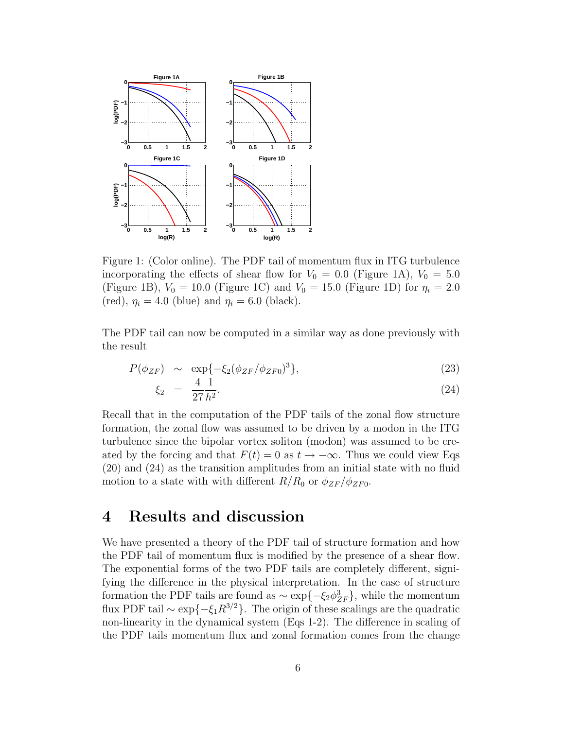Figure 1: (Color online). The PDF tail of momentum flux in ITG turbulence incorporating the effects of shear flow for $V_0 = 0.0$ (Figure 1A), $V_0 = 5.0$ (Figure 1B), $V_0 = 10.0$ (Figure 1C) and $V_0 = 15.0$ (Figure 1D) for $\eta_i = 2.0$ (red), $\eta_i = 4.0$ (blue) and $\eta_i = 6.0$ (black).

The PDF tail can now be computed in a similar way as done previously with the result

$$P(\phi_{ZF}) \sim \exp\{-\xi_2(\phi_{ZF}/\phi_{ZF0})^3\}, \tag{23}$$

$$\xi_2 = \frac{4}{27}\frac{1}{h^2}. \tag{24}$$

Recall that in the computation of the PDF tails of the zonal flow structure formation, the zonal flow was assumed to be driven by a modon in the ITG turbulence since the bipolar vortex soliton (modon) was assumed to be created by the forcing and that $F(t) = 0$ as $t \to -\infty$. Thus we could view Eqs (20) and (24) as the transition amplitudes from an initial state with no fluid motion to a state with with different $R/R_0$ or $\phi_{ZF}/\phi_{ZF0}$.

# 4 Results and discussion

We have presented a theory of the PDF tail of structure formation and how the PDF tail of momentum flux is modified by the presence of a shear flow. The exponential forms of the two PDF tails are completely different, signifying the difference in the physical interpretation. In the case of structure formation the PDF tails are found as $\sim \exp\{-\xi_2 \phi_{ZF}^3\}$, while the momentum flux PDF tail $\sim \exp\{-\xi_1 R^{3/2}\}$. The origin of these scalings are the quadratic non-linearity in the dynamical system (Eqs 1-2). The difference in scaling of the PDF tails momentum flux and zonal formation comes from the change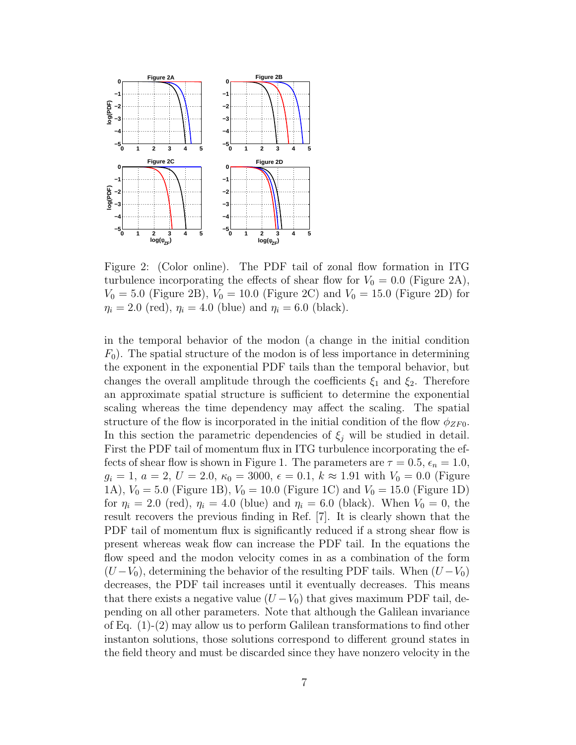Figure 2: (Color online). The PDF tail of zonal flow formation in ITG turbulence incorporating the effects of shear flow for $V_0 = 0.0$ (Figure 2A), $V_0 = 5.0$ (Figure 2B), $V_0 = 10.0$ (Figure 2C) and $V_0 = 15.0$ (Figure 2D) for $\eta_i = 2.0$ (red), $\eta_i = 4.0$ (blue) and $\eta_i = 6.0$ (black).

in the temporal behavior of the modon (a change in the initial condition $F_0$). The spatial structure of the modon is of less importance in determining the exponent in the exponential PDF tails than the temporal behavior, but changes the overall amplitude through the coefficients $\xi_1$ and $\xi_2$. Therefore an approximate spatial structure is sufficient to determine the exponential scaling whereas the time dependency may affect the scaling. The spatial structure of the flow is incorporated in the initial condition of the flow $\phi_{ZF0}$. In this section the parametric dependencies of $\xi_j$ will be studied in detail. First the PDF tail of momentum flux in ITG turbulence incorporating the effects of shear flow is shown in Figure 1. The parameters are $\tau = 0.5$, $\epsilon_n = 1.0$, $g_i = 1$, $a = 2$, $U = 2.0$, $\kappa_0 = 3000$, $\epsilon = 0.1$, $k \approx 1.91$ with $V_0 = 0.0$ (Figure 1A), $V_0 = 5.0$ (Figure 1B), $V_0 = 10.0$ (Figure 1C) and $V_0 = 15.0$ (Figure 1D) for $\eta_i = 2.0$ (red), $\eta_i = 4.0$ (blue) and $\eta_i = 6.0$ (black). When $V_0 = 0$, the result recovers the previous finding in Ref. [7]. It is clearly shown that the PDF tail of momentum flux is significantly reduced if a strong shear flow is present whereas weak flow can increase the PDF tail. In the equations the flow speed and the modon velocity comes in as a combination of the form $(U - V_0)$, determining the behavior of the resulting PDF tails. When $(U - V_0)$ decreases, the PDF tail increases until it eventually decreases. This means that there exists a negative value $(U - V_0)$ that gives maximum PDF tail, depending on all other parameters. Note that although the Galilean invariance of Eq. (1)-(2) may allow us to perform Galilean transformations to find other instanton solutions, those solutions correspond to different ground states in the field theory and must be discarded since they have nonzero velocity in the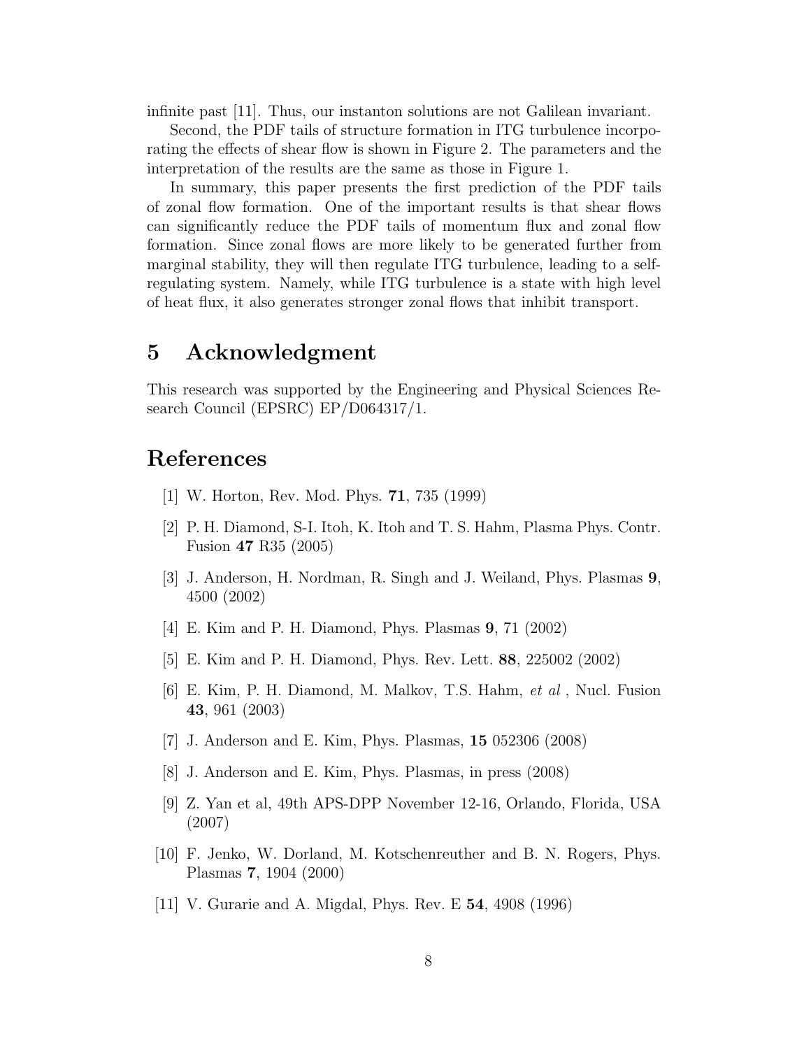infinite past [11]. Thus, our instanton solutions are not Galilean invariant.

Second, the PDF tails of structure formation in ITG turbulence incorporating the effects of shear flow is shown in Figure 2. The parameters and the interpretation of the results are the same as those in Figure 1.

In summary, this paper presents the first prediction of the PDF tails of zonal flow formation. One of the important results is that shear flows can significantly reduce the PDF tails of momentum flux and zonal flow formation. Since zonal flows are more likely to be generated further from marginal stability, they will then regulate ITG turbulence, leading to a self-regulating system. Namely, while ITG turbulence is a state with high level of heat flux, it also generates stronger zonal flows that inhibit transport.

# 5 Acknowledgment

This research was supported by the Engineering and Physical Sciences Research Council (EPSRC) EP/D064317/1.

# References

[1] W. Horton, Rev. Mod. Phys. **71**, 735 (1999)

[2] P. H. Diamond, S-I. Itoh, K. Itoh and T. S. Hahm, Plasma Phys. Contr. Fusion **47** R35 (2005)

[3] J. Anderson, H. Nordman, R. Singh and J. Weiland, Phys. Plasmas **9**, 4500 (2002)

[4] E. Kim and P. H. Diamond, Phys. Plasmas **9**, 71 (2002)

[5] E. Kim and P. H. Diamond, Phys. Rev. Lett. **88**, 225002 (2002)

[6] E. Kim, P. H. Diamond, M. Malkov, T.S. Hahm, *et al* , Nucl. Fusion **43**, 961 (2003)

[7] J. Anderson and E. Kim, Phys. Plasmas, **15** 052306 (2008)

[8] J. Anderson and E. Kim, Phys. Plasmas, in press (2008)

[9] Z. Yan et al, 49th APS-DPP November 12-16, Orlando, Florida, USA (2007)

[10] F. Jenko, W. Dorland, M. Kotschenreuther and B. N. Rogers, Phys. Plasmas **7**, 1904 (2000)

[11] V. Gurarie and A. Migdal, Phys. Rev. E **54**, 4908 (1996)